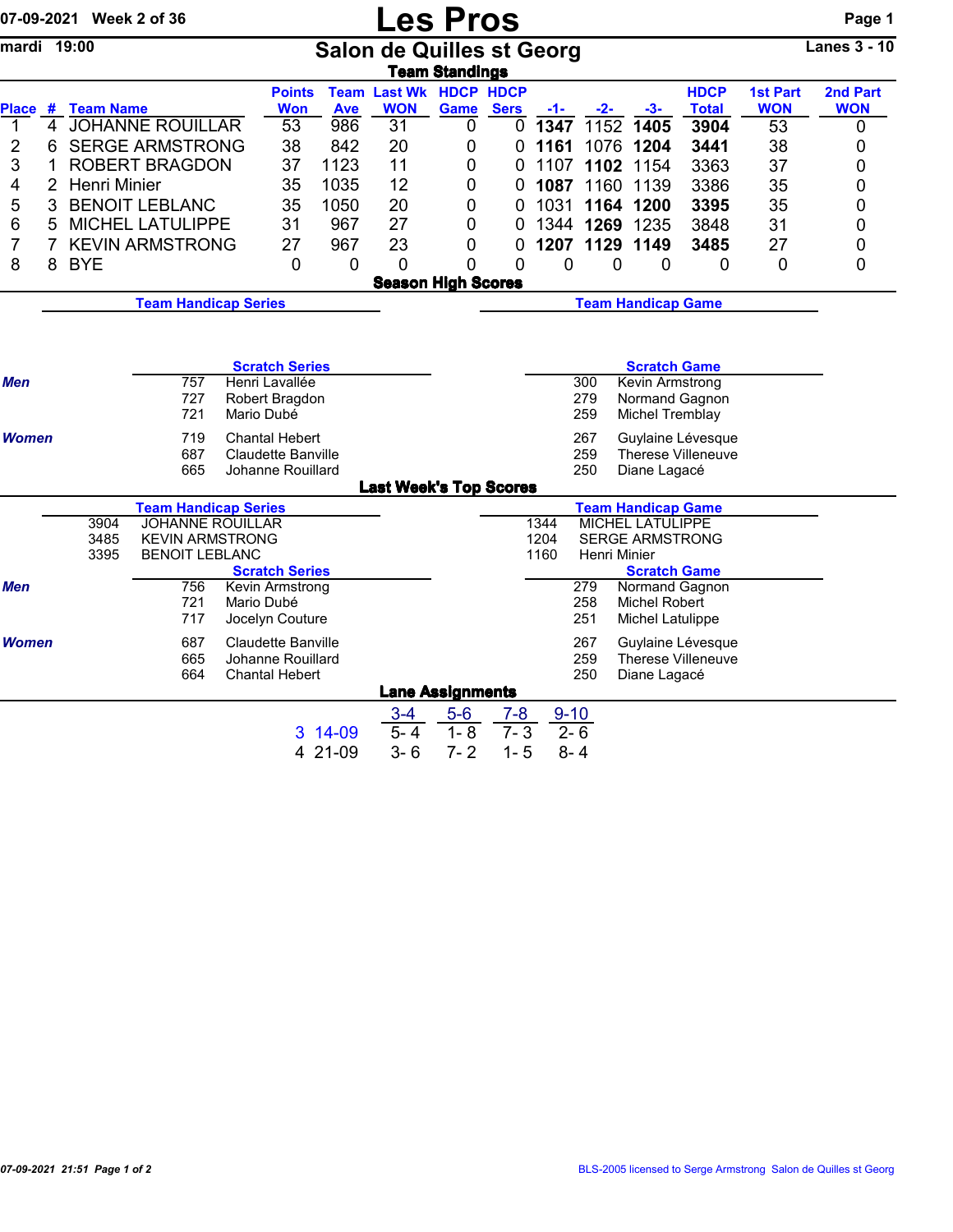07-09-2021 Week 2 of 36

# Les Pros

mardi 19:00

## Salon de Quilles st Georg

Lanes 3 - 10

### Team Standings

| Place | # | Team Name | Points Won | Team Ave | Last Wk WON | HDCP Game | HDCP Sers | -1- | -2- | -3- | HDCP Total | 1st Part WON | 2nd Part WON |
|---|---|---|---|---|---|---|---|---|---|---|---|---|---|
| 1 | 4 | JOHANNE ROUILLAR | 53 | 986 | 31 | 0 | 0 | **1347** | 1152 | **1405** | **3904** | 53 | 0 |
| 2 | 6 | SERGE ARMSTRONG | 38 | 842 | 20 | 0 | 0 | **1161** | 1076 | **1204** | **3441** | 38 | 0 |
| 3 | 1 | ROBERT BRAGDON | 37 | 1123 | 11 | 0 | 0 | 1107 | **1102** | 1154 | 3363 | 37 | 0 |
| 4 | 2 | Henri Minier | 35 | 1035 | 12 | 0 | 0 | **1087** | 1160 | 1139 | 3386 | 35 | 0 |
| 5 | 3 | BENOIT LEBLANC | 35 | 1050 | 20 | 0 | 0 | 1031 | **1164** | **1200** | **3395** | 35 | 0 |
| 6 | 5 | MICHEL LATULIPPE | 31 | 967 | 27 | 0 | 0 | 1344 | **1269** | 1235 | **3848** | 31 | 0 |
| 7 | 7 | KEVIN ARMSTRONG | 27 | 967 | 23 | 0 | 0 | **1207** | **1129** | **1149** | **3485** | 27 | 0 |
| 8 | 8 | BYE | 0 | 0 | 0 | 0 | 0 | 0 | 0 | 0 | 0 | 0 | 0 |

### Season High Scores

**Team Handicap Series**

**Team Handicap Game**

**Scratch Series**

| | Score | Name |
|---|---|---|
| *Men* | 757 | Henri Lavallée |
| | 727 | Robert Bragdon |
| | 721 | Mario Dubé |
| *Women* | 719 | Chantal Hebert |
| | 687 | Claudette Banville |
| | 665 | Johanne Rouillard |

**Scratch Game**

| | Score | Name |
|---|---|---|
| *Men* | 300 | Kevin Armstrong |
| | 279 | Normand Gagnon |
| | 259 | Michel Tremblay |
| *Women* | 267 | Guylaine Lévesque |
| | 259 | Therese Villeneuve |
| | 250 | Diane Lagacé |

### Last Week's Top Scores

**Team Handicap Series**

| Score | Team |
|---|---|
| 3904 | JOHANNE ROUILLAR |
| 3485 | KEVIN ARMSTRONG |
| 3395 | BENOIT LEBLANC |

**Team Handicap Game**

| Score | Team |
|---|---|
| 1344 | MICHEL LATULIPPE |
| 1204 | SERGE ARMSTRONG |
| 1160 | Henri Minier |

**Scratch Series**

| | Score | Name |
|---|---|---|
| *Men* | 756 | Kevin Armstrong |
| | 721 | Mario Dubé |
| | 717 | Jocelyn Couture |
| *Women* | 687 | Claudette Banville |
| | 665 | Johanne Rouillard |
| | 664 | Chantal Hebert |

**Scratch Game**

| | Score | Name |
|---|---|---|
| *Men* | 279 | Normand Gagnon |
| | 258 | Michel Robert |
| | 251 | Michel Latulippe |
| *Women* | 267 | Guylaine Lévesque |
| | 259 | Therese Villeneuve |
| | 250 | Diane Lagacé |

### Lane Assignments

| Week | Date | 3-4 | 5-6 | 7-8 | 9-10 |
|---|---|---|---|---|---|
| 3 | 14-09 | 5- 4 | 1- 8 | 7- 3 | 2- 6 |
| 4 | 21-09 | 3- 6 | 7- 2 | 1- 5 | 8- 4 |

07-09-2021 21:51

BLS-2005 licensed to Serge Armstrong Salon de Quilles st Georg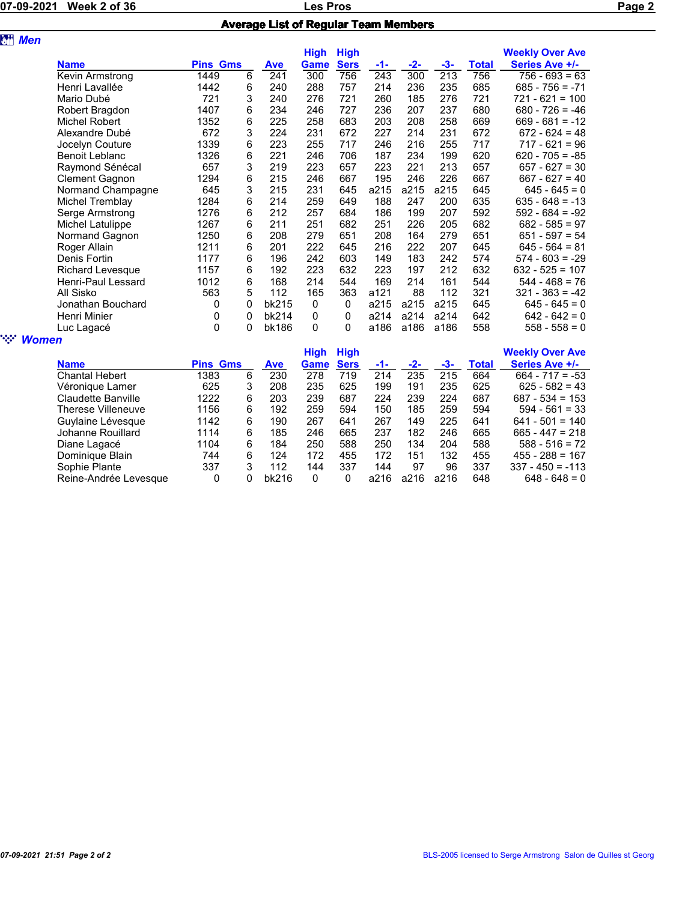## Average List of Regular Team Members

### Men

| Name | Pins | Gms | Ave | High Game | High Sers | -1- | -2- | -3- | Total | Weekly Over Ave Series Ave +/- |
|---|---|---|---|---|---|---|---|---|---|---|
| Kevin Armstrong | 1449 | 6 | 241 | 300 | 756 | 243 | 300 | 213 | 756 | 756 - 693 = 63 |
| Henri Lavallée | 1442 | 6 | 240 | 288 | 757 | 214 | 236 | 235 | 685 | 685 - 756 = -71 |
| Mario Dubé | 721 | 3 | 240 | 276 | 721 | 260 | 185 | 276 | 721 | 721 - 621 = 100 |
| Robert Bragdon | 1407 | 6 | 234 | 246 | 727 | 236 | 207 | 237 | 680 | 680 - 726 = -46 |
| Michel Robert | 1352 | 6 | 225 | 258 | 683 | 203 | 208 | 258 | 669 | 669 - 681 = -12 |
| Alexandre Dubé | 672 | 3 | 224 | 231 | 672 | 227 | 214 | 231 | 672 | 672 - 624 = 48 |
| Jocelyn Couture | 1339 | 6 | 223 | 255 | 717 | 246 | 216 | 255 | 717 | 717 - 621 = 96 |
| Benoit Leblanc | 1326 | 6 | 221 | 246 | 706 | 187 | 234 | 199 | 620 | 620 - 705 = -85 |
| Raymond Sénécal | 657 | 3 | 219 | 223 | 657 | 223 | 221 | 213 | 657 | 657 - 627 = 30 |
| Clement Gagnon | 1294 | 6 | 215 | 246 | 667 | 195 | 246 | 226 | 667 | 667 - 627 = 40 |
| Normand Champagne | 645 | 3 | 215 | 231 | 645 | a215 | a215 | a215 | 645 | 645 - 645 = 0 |
| Michel Tremblay | 1284 | 6 | 214 | 259 | 649 | 188 | 247 | 200 | 635 | 635 - 648 = -13 |
| Serge Armstrong | 1276 | 6 | 212 | 257 | 684 | 186 | 199 | 207 | 592 | 592 - 684 = -92 |
| Michel Latulippe | 1267 | 6 | 211 | 251 | 682 | 251 | 226 | 205 | 682 | 682 - 585 = 97 |
| Normand Gagnon | 1250 | 6 | 208 | 279 | 651 | 208 | 164 | 279 | 651 | 651 - 597 = 54 |
| Roger Allain | 1211 | 6 | 201 | 222 | 645 | 216 | 222 | 207 | 645 | 645 - 564 = 81 |
| Denis Fortin | 1177 | 6 | 196 | 242 | 603 | 149 | 183 | 242 | 574 | 574 - 603 = -29 |
| Richard Levesque | 1157 | 6 | 192 | 223 | 632 | 223 | 197 | 212 | 632 | 632 - 525 = 107 |
| Henri-Paul Lessard | 1012 | 6 | 168 | 214 | 544 | 169 | 214 | 161 | 544 | 544 - 468 = 76 |
| All Sisko | 563 | 5 | 112 | 165 | 363 | a121 | 88 | 112 | 321 | 321 - 363 = -42 |
| Jonathan Bouchard | 0 | 0 | bk215 | 0 | 0 | a215 | a215 | a215 | 645 | 645 - 645 = 0 |
| Henri Minier | 0 | 0 | bk214 | 0 | 0 | a214 | a214 | a214 | 642 | 642 - 642 = 0 |
| Luc Lagacé | 0 | 0 | bk186 | 0 | 0 | a186 | a186 | a186 | 558 | 558 - 558 = 0 |

### Women

| Name | Pins | Gms | Ave | High Game | High Sers | -1- | -2- | -3- | Total | Weekly Over Ave Series Ave +/- |
|---|---|---|---|---|---|---|---|---|---|---|
| Chantal Hebert | 1383 | 6 | 230 | 278 | 719 | 214 | 235 | 215 | 664 | 664 - 717 = -53 |
| Véronique Lamer | 625 | 3 | 208 | 235 | 625 | 199 | 191 | 235 | 625 | 625 - 582 = 43 |
| Claudette Banville | 1222 | 6 | 203 | 239 | 687 | 224 | 239 | 224 | 687 | 687 - 534 = 153 |
| Therese Villeneuve | 1156 | 6 | 192 | 259 | 594 | 150 | 185 | 259 | 594 | 594 - 561 = 33 |
| Guylaine Lévesque | 1142 | 6 | 190 | 267 | 641 | 267 | 149 | 225 | 641 | 641 - 501 = 140 |
| Johanne Rouillard | 1114 | 6 | 185 | 246 | 665 | 237 | 182 | 246 | 665 | 665 - 447 = 218 |
| Diane Lagacé | 1104 | 6 | 184 | 250 | 588 | 250 | 134 | 204 | 588 | 588 - 516 = 72 |
| Dominique Blain | 744 | 6 | 124 | 172 | 455 | 172 | 151 | 132 | 455 | 455 - 288 = 167 |
| Sophie Plante | 337 | 3 | 112 | 144 | 337 | 144 | 97 | 96 | 337 | 337 - 450 = -113 |
| Reine-Andrée Levesque | 0 | 0 | bk216 | 0 | 0 | a216 | a216 | a216 | 648 | 648 - 648 = 0 |

BLS-2005 licensed to Serge Armstrong Salon de Quilles st Georg